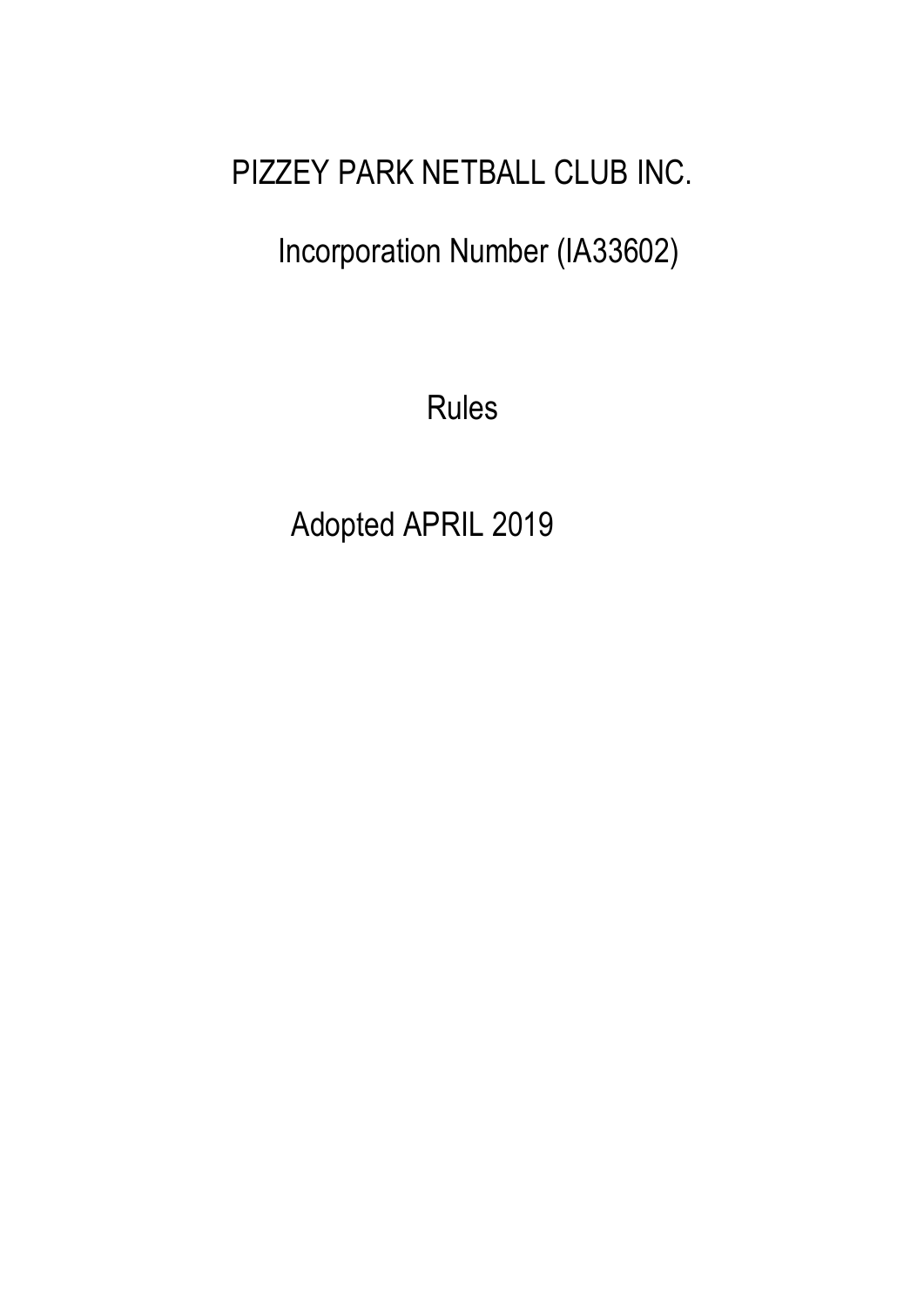# PIZZEY PARK NETBALL CLUB INC.

Incorporation Number (IA33602)

Rules

Adopted APRIL 2019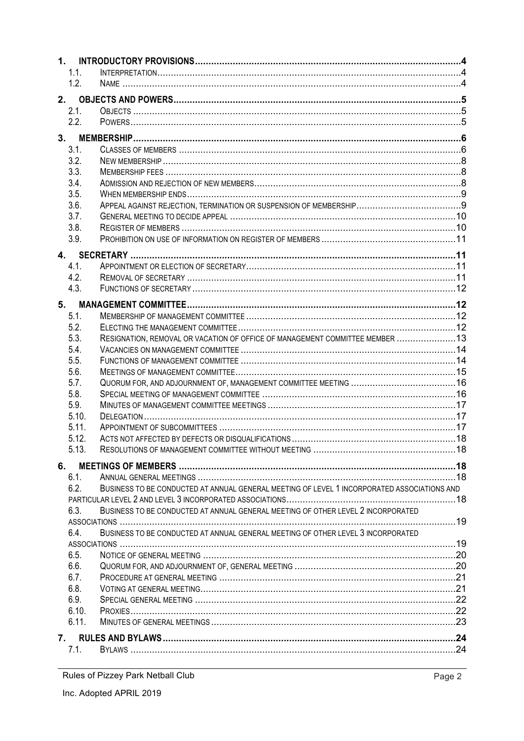| | | |
|---|---|---|
| **1.** | **INTRODUCTORY PROVISIONS** | **4** |
| 1.1. | INTERPRETATION | 4 |
| 1.2. | NAME | 4 |
| **2.** | **OBJECTS AND POWERS** | **5** |
| 2.1. | OBJECTS | 5 |
| 2.2. | POWERS | 5 |
| **3.** | **MEMBERSHIP** | **6** |
| 3.1. | CLASSES OF MEMBERS | 6 |
| 3.2. | NEW MEMBERSHIP | 8 |
| 3.3. | MEMBERSHIP FEES | 8 |
| 3.4. | ADMISSION AND REJECTION OF NEW MEMBERS | 8 |
| 3.5. | WHEN MEMBERSHIP ENDS | 9 |
| 3.6. | APPEAL AGAINST REJECTION, TERMINATION OR SUSPENSION OF MEMBERSHIP | 9 |
| 3.7. | GENERAL MEETING TO DECIDE APPEAL | 10 |
| 3.8. | REGISTER OF MEMBERS | 10 |
| 3.9. | PROHIBITION ON USE OF INFORMATION ON REGISTER OF MEMBERS | 11 |
| **4.** | **SECRETARY** | **11** |
| 4.1. | APPOINTMENT OR ELECTION OF SECRETARY | 11 |
| 4.2. | REMOVAL OF SECRETARY | 11 |
| 4.3. | FUNCTIONS OF SECRETARY | 12 |
| **5.** | **MANAGEMENT COMMITTEE** | **12** |
| 5.1. | MEMBERSHIP OF MANAGEMENT COMMITTEE | 12 |
| 5.2. | ELECTING THE MANAGEMENT COMMITTEE | 12 |
| 5.3. | RESIGNATION, REMOVAL OR VACATION OF OFFICE OF MANAGEMENT COMMITTEE MEMBER | 13 |
| 5.4. | VACANCIES ON MANAGEMENT COMMITTEE | 14 |
| 5.5. | FUNCTIONS OF MANAGEMENT COMMITTEE | 14 |
| 5.6. | MEETINGS OF MANAGEMENT COMMITTEE | 15 |
| 5.7. | QUORUM FOR, AND ADJOURNMENT OF, MANAGEMENT COMMITTEE MEETING | 16 |
| 5.8. | SPECIAL MEETING OF MANAGEMENT COMMITTEE | 16 |
| 5.9. | MINUTES OF MANAGEMENT COMMITTEE MEETINGS | 17 |
| 5.10. | DELEGATION | 17 |
| 5.11. | APPOINTMENT OF SUBCOMMITTEES | 17 |
| 5.12. | ACTS NOT AFFECTED BY DEFECTS OR DISQUALIFICATIONS | 18 |
| 5.13. | RESOLUTIONS OF MANAGEMENT COMMITTEE WITHOUT MEETING | 18 |
| **6.** | **MEETINGS OF MEMBERS** | **18** |
| 6.1. | ANNUAL GENERAL MEETINGS | 18 |
| 6.2. | BUSINESS TO BE CONDUCTED AT ANNUAL GENERAL MEETING OF LEVEL 1 INCORPORATED ASSOCIATIONS AND PARTICULAR LEVEL 2 AND LEVEL 3 INCORPORATED ASSOCIATIONS | 18 |
| 6.3. | BUSINESS TO BE CONDUCTED AT ANNUAL GENERAL MEETING OF OTHER LEVEL 2 INCORPORATED ASSOCIATIONS | 19 |
| 6.4. | BUSINESS TO BE CONDUCTED AT ANNUAL GENERAL MEETING OF OTHER LEVEL 3 INCORPORATED ASSOCIATIONS | 19 |
| 6.5. | NOTICE OF GENERAL MEETING | 20 |
| 6.6. | QUORUM FOR, AND ADJOURNMENT OF, GENERAL MEETING | 20 |
| 6.7. | PROCEDURE AT GENERAL MEETING | 21 |
| 6.8. | VOTING AT GENERAL MEETING | 21 |
| 6.9. | SPECIAL GENERAL MEETING | 22 |
| 6.10. | PROXIES | 22 |
| 6.11. | MINUTES OF GENERAL MEETINGS | 23 |
| **7.** | **RULES AND BYLAWS** | **24** |
| 7.1. | BYLAWS | 24 |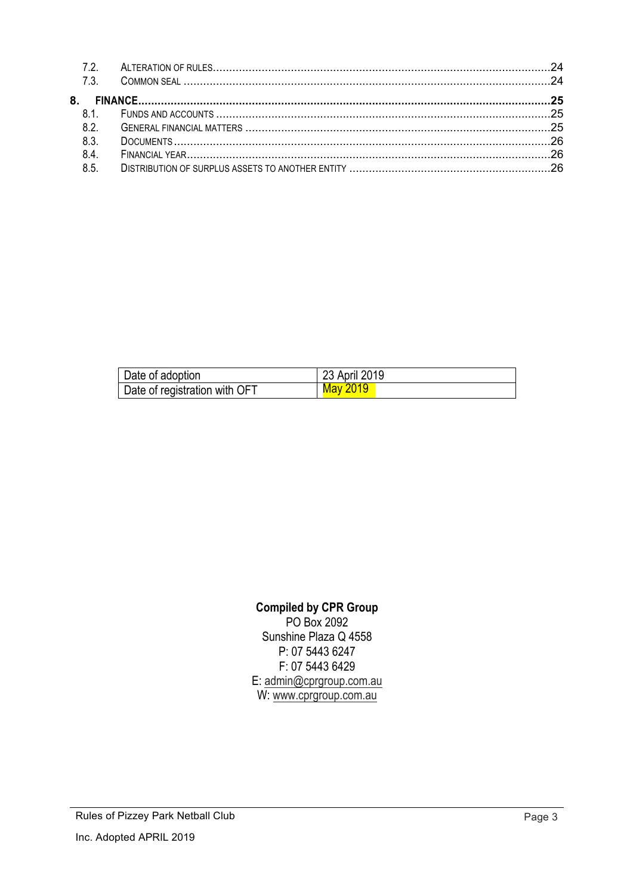7.2. ALTERATION OF RULES ........................................................................................................24
7.3. COMMON SEAL ....................................................................................................................24

**8. FINANCE ..................................................................................................................................25**

8.1. FUNDS AND ACCOUNTS .........................................................................................................25
8.2. GENERAL FINANCIAL MATTERS ..............................................................................................25
8.3. DOCUMENTS .........................................................................................................................26
8.4. FINANCIAL YEAR ....................................................................................................................26
8.5. DISTRIBUTION OF SURPLUS ASSETS TO ANOTHER ENTITY ...................................................26

| Date of adoption | 23 April 2019 |
| --- | --- |
| Date of registration with OFT | May 2019 |

**Compiled by CPR Group**
PO Box 2092
Sunshine Plaza Q 4558
P: 07 5443 6247
F: 07 5443 6429
E: admin@cprgroup.com.au
W: www.cprgroup.com.au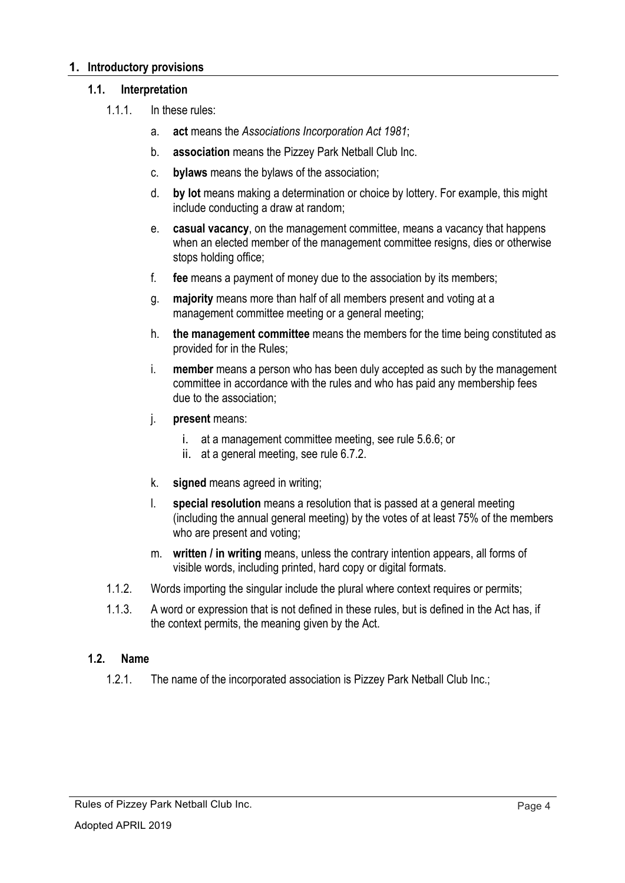# 1. Introductory provisions

## 1.1. Interpretation

1.1.1. In these rules:

a. **act** means the *Associations Incorporation Act 1981*;

b. **association** means the Pizzey Park Netball Club Inc.

c. **bylaws** means the bylaws of the association;

d. **by lot** means making a determination or choice by lottery. For example, this might include conducting a draw at random;

e. **casual vacancy**, on the management committee, means a vacancy that happens when an elected member of the management committee resigns, dies or otherwise stops holding office;

f. **fee** means a payment of money due to the association by its members;

g. **majority** means more than half of all members present and voting at a management committee meeting or a general meeting;

h. **the management committee** means the members for the time being constituted as provided for in the Rules;

i. **member** means a person who has been duly accepted as such by the management committee in accordance with the rules and who has paid any membership fees due to the association;

j. **present** means:

   i. at a management committee meeting, see rule 5.6.6; or
   ii. at a general meeting, see rule 6.7.2.

k. **signed** means agreed in writing;

l. **special resolution** means a resolution that is passed at a general meeting (including the annual general meeting) by the votes of at least 75% of the members who are present and voting;

m. **written / in writing** means, unless the contrary intention appears, all forms of visible words, including printed, hard copy or digital formats.

1.1.2. Words importing the singular include the plural where context requires or permits;

1.1.3. A word or expression that is not defined in these rules, but is defined in the Act has, if the context permits, the meaning given by the Act.

## 1.2. Name

1.2.1. The name of the incorporated association is Pizzey Park Netball Club Inc.;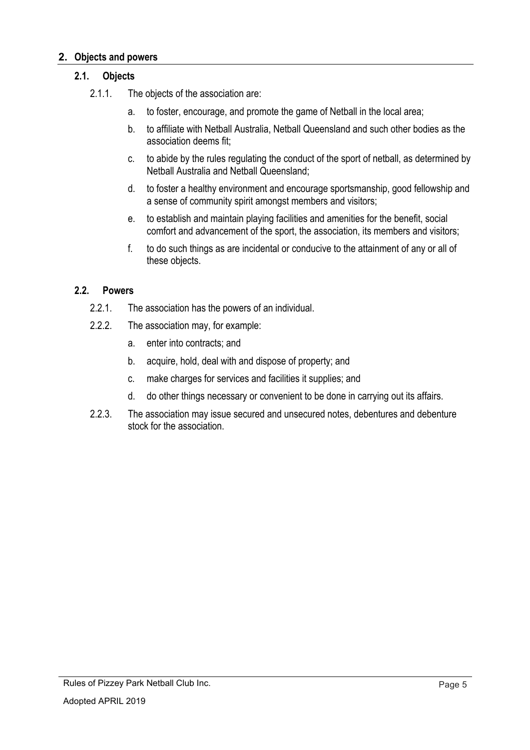## 2. Objects and powers

### 2.1. Objects

2.1.1. The objects of the association are:

a. to foster, encourage, and promote the game of Netball in the local area;

b. to affiliate with Netball Australia, Netball Queensland and such other bodies as the association deems fit;

c. to abide by the rules regulating the conduct of the sport of netball, as determined by Netball Australia and Netball Queensland;

d. to foster a healthy environment and encourage sportsmanship, good fellowship and a sense of community spirit amongst members and visitors;

e. to establish and maintain playing facilities and amenities for the benefit, social comfort and advancement of the sport, the association, its members and visitors;

f. to do such things as are incidental or conducive to the attainment of any or all of these objects.

### 2.2. Powers

2.2.1. The association has the powers of an individual.

2.2.2. The association may, for example:

a. enter into contracts; and

b. acquire, hold, deal with and dispose of property; and

c. make charges for services and facilities it supplies; and

d. do other things necessary or convenient to be done in carrying out its affairs.

2.2.3. The association may issue secured and unsecured notes, debentures and debenture stock for the association.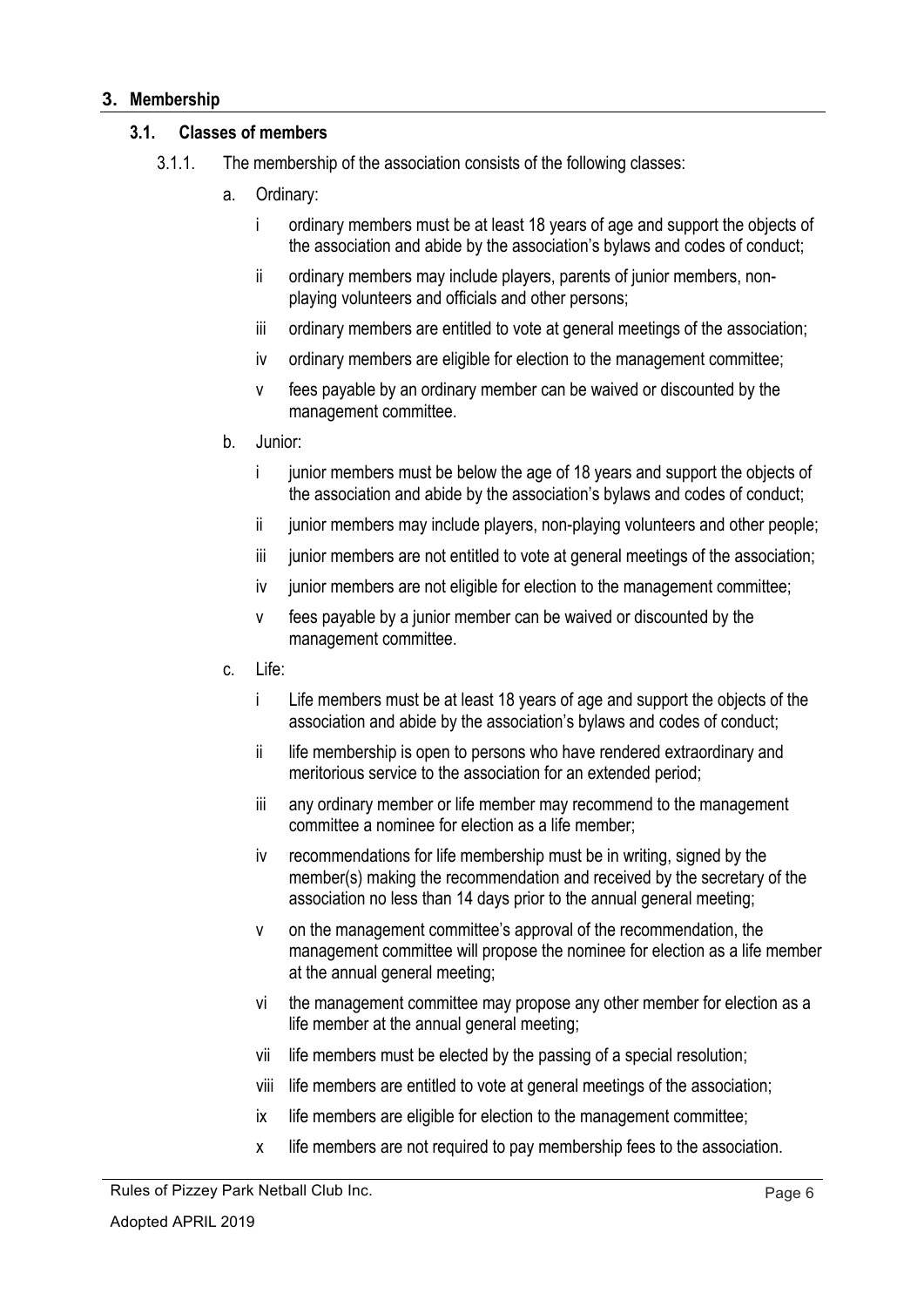## 3. Membership

### 3.1. Classes of members

3.1.1. The membership of the association consists of the following classes:

a. Ordinary:

- i ordinary members must be at least 18 years of age and support the objects of the association and abide by the association's bylaws and codes of conduct;
- ii ordinary members may include players, parents of junior members, non-playing volunteers and officials and other persons;
- iii ordinary members are entitled to vote at general meetings of the association;
- iv ordinary members are eligible for election to the management committee;
- v fees payable by an ordinary member can be waived or discounted by the management committee.

b. Junior:

- i junior members must be below the age of 18 years and support the objects of the association and abide by the association's bylaws and codes of conduct;
- ii junior members may include players, non-playing volunteers and other people;
- iii junior members are not entitled to vote at general meetings of the association;
- iv junior members are not eligible for election to the management committee;
- v fees payable by a junior member can be waived or discounted by the management committee.

c. Life:

- i Life members must be at least 18 years of age and support the objects of the association and abide by the association's bylaws and codes of conduct;
- ii life membership is open to persons who have rendered extraordinary and meritorious service to the association for an extended period;
- iii any ordinary member or life member may recommend to the management committee a nominee for election as a life member;
- iv recommendations for life membership must be in writing, signed by the member(s) making the recommendation and received by the secretary of the association no less than 14 days prior to the annual general meeting;
- v on the management committee's approval of the recommendation, the management committee will propose the nominee for election as a life member at the annual general meeting;
- vi the management committee may propose any other member for election as a life member at the annual general meeting;
- vii life members must be elected by the passing of a special resolution;
- viii life members are entitled to vote at general meetings of the association;
- ix life members are eligible for election to the management committee;
- x life members are not required to pay membership fees to the association.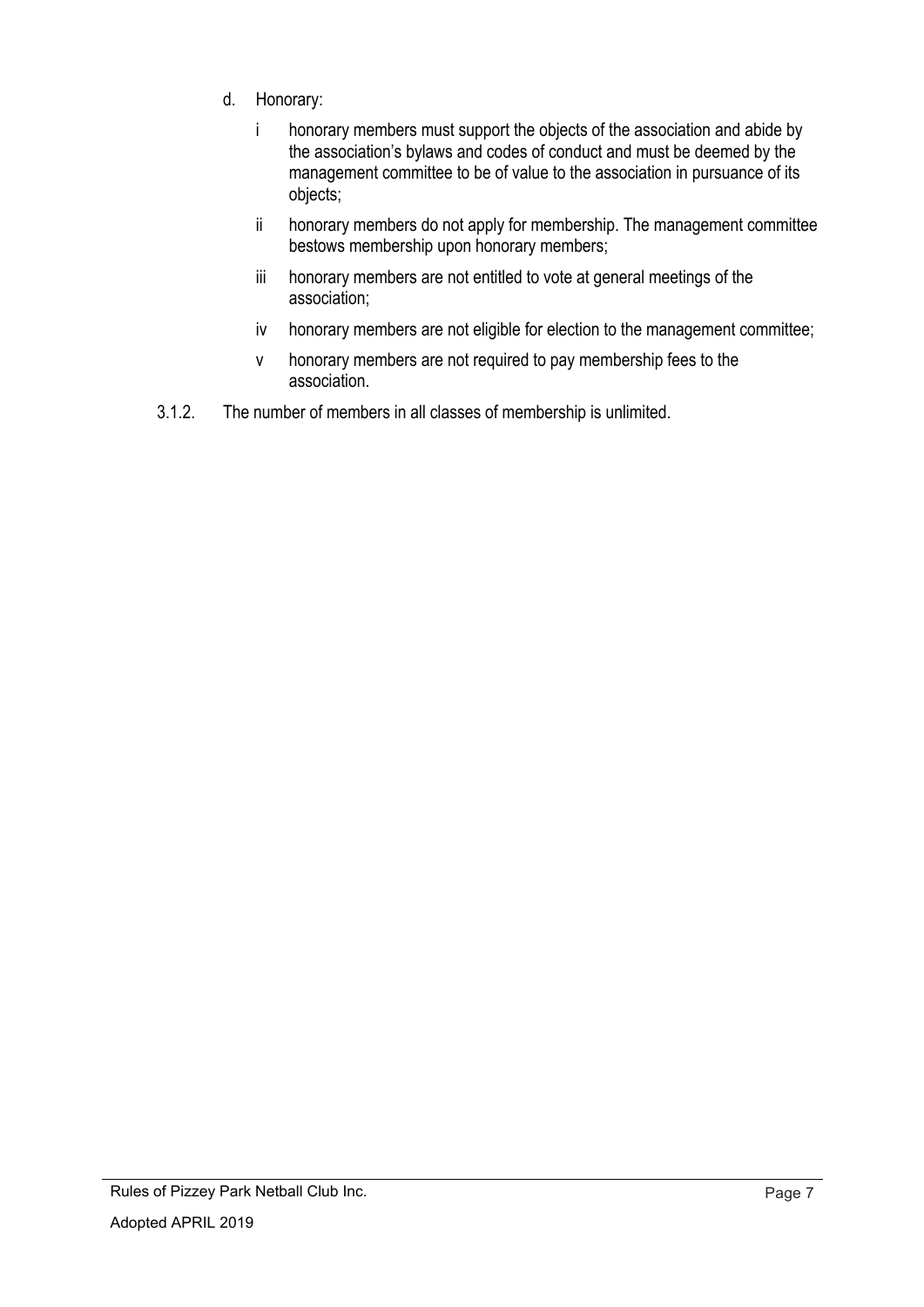d. Honorary:

   i honorary members must support the objects of the association and abide by the association's bylaws and codes of conduct and must be deemed by the management committee to be of value to the association in pursuance of its objects;

   ii honorary members do not apply for membership. The management committee bestows membership upon honorary members;

   iii honorary members are not entitled to vote at general meetings of the association;

   iv honorary members are not eligible for election to the management committee;

   v honorary members are not required to pay membership fees to the association.

3.1.2. The number of members in all classes of membership is unlimited.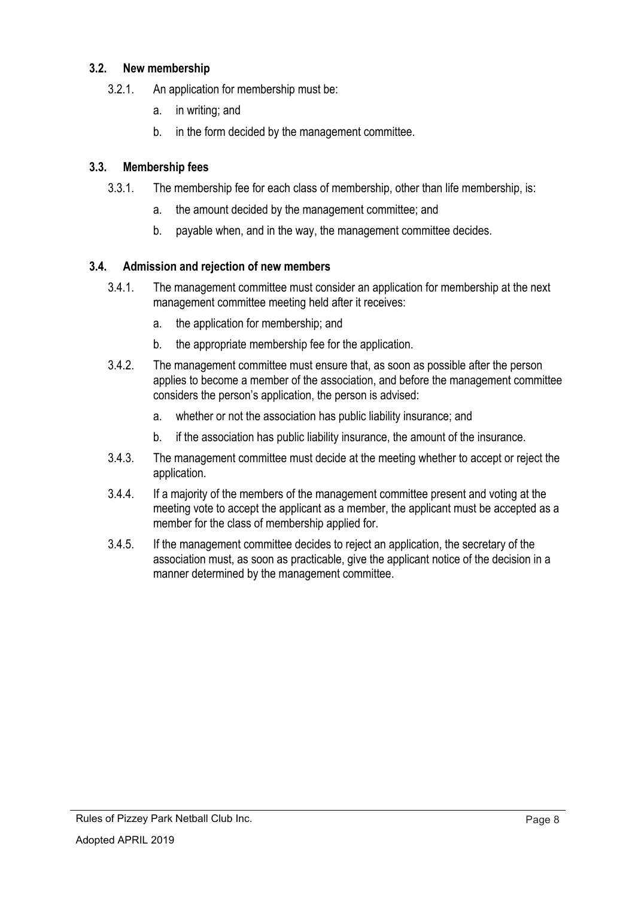### 3.2. New membership

3.2.1. An application for membership must be:

a. in writing; and

b. in the form decided by the management committee.

### 3.3. Membership fees

3.3.1. The membership fee for each class of membership, other than life membership, is:

a. the amount decided by the management committee; and

b. payable when, and in the way, the management committee decides.

### 3.4. Admission and rejection of new members

3.4.1. The management committee must consider an application for membership at the next management committee meeting held after it receives:

a. the application for membership; and

b. the appropriate membership fee for the application.

3.4.2. The management committee must ensure that, as soon as possible after the person applies to become a member of the association, and before the management committee considers the person's application, the person is advised:

a. whether or not the association has public liability insurance; and

b. if the association has public liability insurance, the amount of the insurance.

3.4.3. The management committee must decide at the meeting whether to accept or reject the application.

3.4.4. If a majority of the members of the management committee present and voting at the meeting vote to accept the applicant as a member, the applicant must be accepted as a member for the class of membership applied for.

3.4.5. If the management committee decides to reject an application, the secretary of the association must, as soon as practicable, give the applicant notice of the decision in a manner determined by the management committee.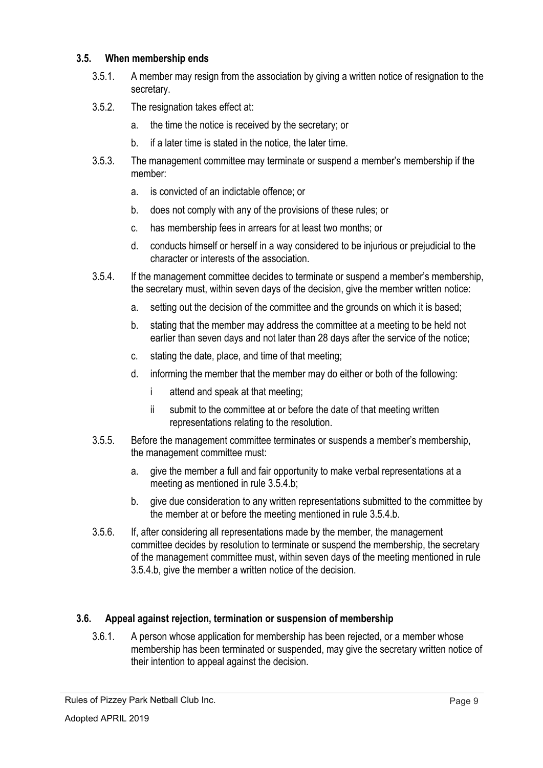### 3.5. When membership ends

3.5.1. A member may resign from the association by giving a written notice of resignation to the secretary.

3.5.2. The resignation takes effect at:

a. the time the notice is received by the secretary; or

b. if a later time is stated in the notice, the later time.

3.5.3. The management committee may terminate or suspend a member's membership if the member:

a. is convicted of an indictable offence; or

b. does not comply with any of the provisions of these rules; or

c. has membership fees in arrears for at least two months; or

d. conducts himself or herself in a way considered to be injurious or prejudicial to the character or interests of the association.

3.5.4. If the management committee decides to terminate or suspend a member's membership, the secretary must, within seven days of the decision, give the member written notice:

a. setting out the decision of the committee and the grounds on which it is based;

b. stating that the member may address the committee at a meeting to be held not earlier than seven days and not later than 28 days after the service of the notice;

c. stating the date, place, and time of that meeting;

d. informing the member that the member may do either or both of the following:

i attend and speak at that meeting;

ii submit to the committee at or before the date of that meeting written representations relating to the resolution.

3.5.5. Before the management committee terminates or suspends a member's membership, the management committee must:

a. give the member a full and fair opportunity to make verbal representations at a meeting as mentioned in rule 3.5.4.b;

b. give due consideration to any written representations submitted to the committee by the member at or before the meeting mentioned in rule 3.5.4.b.

3.5.6. If, after considering all representations made by the member, the management committee decides by resolution to terminate or suspend the membership, the secretary of the management committee must, within seven days of the meeting mentioned in rule 3.5.4.b, give the member a written notice of the decision.

### 3.6. Appeal against rejection, termination or suspension of membership

3.6.1. A person whose application for membership has been rejected, or a member whose membership has been terminated or suspended, may give the secretary written notice of their intention to appeal against the decision.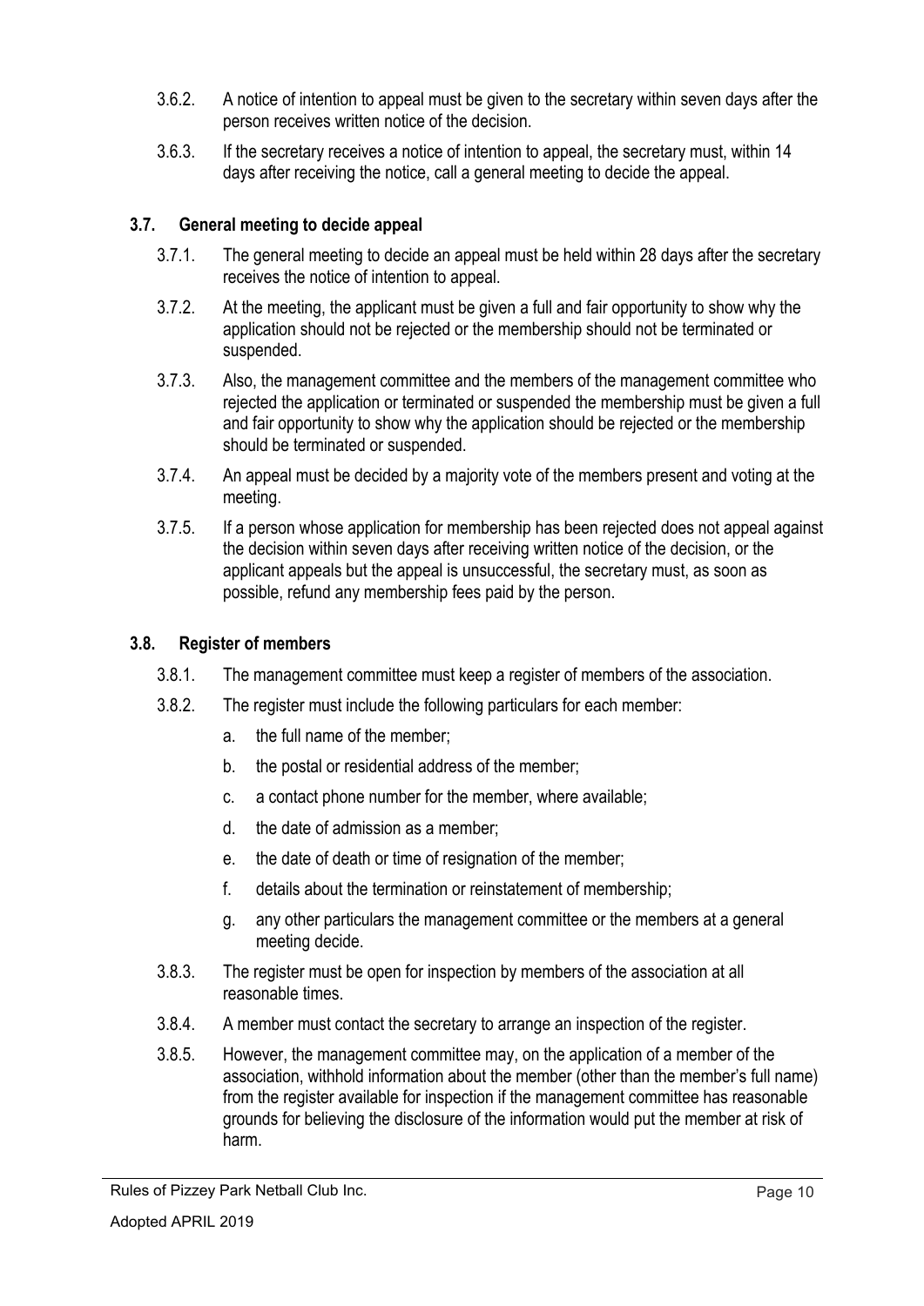3.6.2. A notice of intention to appeal must be given to the secretary within seven days after the person receives written notice of the decision.

3.6.3. If the secretary receives a notice of intention to appeal, the secretary must, within 14 days after receiving the notice, call a general meeting to decide the appeal.

### 3.7. General meeting to decide appeal

3.7.1. The general meeting to decide an appeal must be held within 28 days after the secretary receives the notice of intention to appeal.

3.7.2. At the meeting, the applicant must be given a full and fair opportunity to show why the application should not be rejected or the membership should not be terminated or suspended.

3.7.3. Also, the management committee and the members of the management committee who rejected the application or terminated or suspended the membership must be given a full and fair opportunity to show why the application should be rejected or the membership should be terminated or suspended.

3.7.4. An appeal must be decided by a majority vote of the members present and voting at the meeting.

3.7.5. If a person whose application for membership has been rejected does not appeal against the decision within seven days after receiving written notice of the decision, or the applicant appeals but the appeal is unsuccessful, the secretary must, as soon as possible, refund any membership fees paid by the person.

### 3.8. Register of members

3.8.1. The management committee must keep a register of members of the association.

3.8.2. The register must include the following particulars for each member:

a. the full name of the member;

b. the postal or residential address of the member;

c. a contact phone number for the member, where available;

d. the date of admission as a member;

e. the date of death or time of resignation of the member;

f. details about the termination or reinstatement of membership;

g. any other particulars the management committee or the members at a general meeting decide.

3.8.3. The register must be open for inspection by members of the association at all reasonable times.

3.8.4. A member must contact the secretary to arrange an inspection of the register.

3.8.5. However, the management committee may, on the application of a member of the association, withhold information about the member (other than the member's full name) from the register available for inspection if the management committee has reasonable grounds for believing the disclosure of the information would put the member at risk of harm.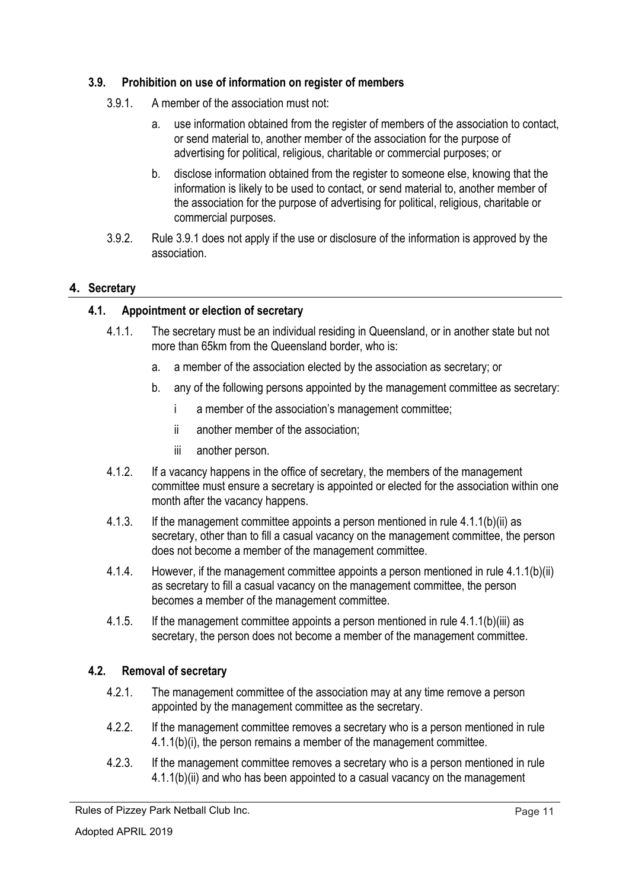### 3.9. Prohibition on use of information on register of members

3.9.1. A member of the association must not:

a. use information obtained from the register of members of the association to contact, or send material to, another member of the association for the purpose of advertising for political, religious, charitable or commercial purposes; or

b. disclose information obtained from the register to someone else, knowing that the information is likely to be used to contact, or send material to, another member of the association for the purpose of advertising for political, religious, charitable or commercial purposes.

3.9.2. Rule 3.9.1 does not apply if the use or disclosure of the information is approved by the association.

## 4. Secretary

### 4.1. Appointment or election of secretary

4.1.1. The secretary must be an individual residing in Queensland, or in another state but not more than 65km from the Queensland border, who is:

a. a member of the association elected by the association as secretary; or

b. any of the following persons appointed by the management committee as secretary:

i a member of the association's management committee;

ii another member of the association;

iii another person.

4.1.2. If a vacancy happens in the office of secretary, the members of the management committee must ensure a secretary is appointed or elected for the association within one month after the vacancy happens.

4.1.3. If the management committee appoints a person mentioned in rule 4.1.1(b)(ii) as secretary, other than to fill a casual vacancy on the management committee, the person does not become a member of the management committee.

4.1.4. However, if the management committee appoints a person mentioned in rule 4.1.1(b)(ii) as secretary to fill a casual vacancy on the management committee, the person becomes a member of the management committee.

4.1.5. If the management committee appoints a person mentioned in rule 4.1.1(b)(iii) as secretary, the person does not become a member of the management committee.

### 4.2. Removal of secretary

4.2.1. The management committee of the association may at any time remove a person appointed by the management committee as the secretary.

4.2.2. If the management committee removes a secretary who is a person mentioned in rule 4.1.1(b)(i), the person remains a member of the management committee.

4.2.3. If the management committee removes a secretary who is a person mentioned in rule 4.1.1(b)(ii) and who has been appointed to a casual vacancy on the management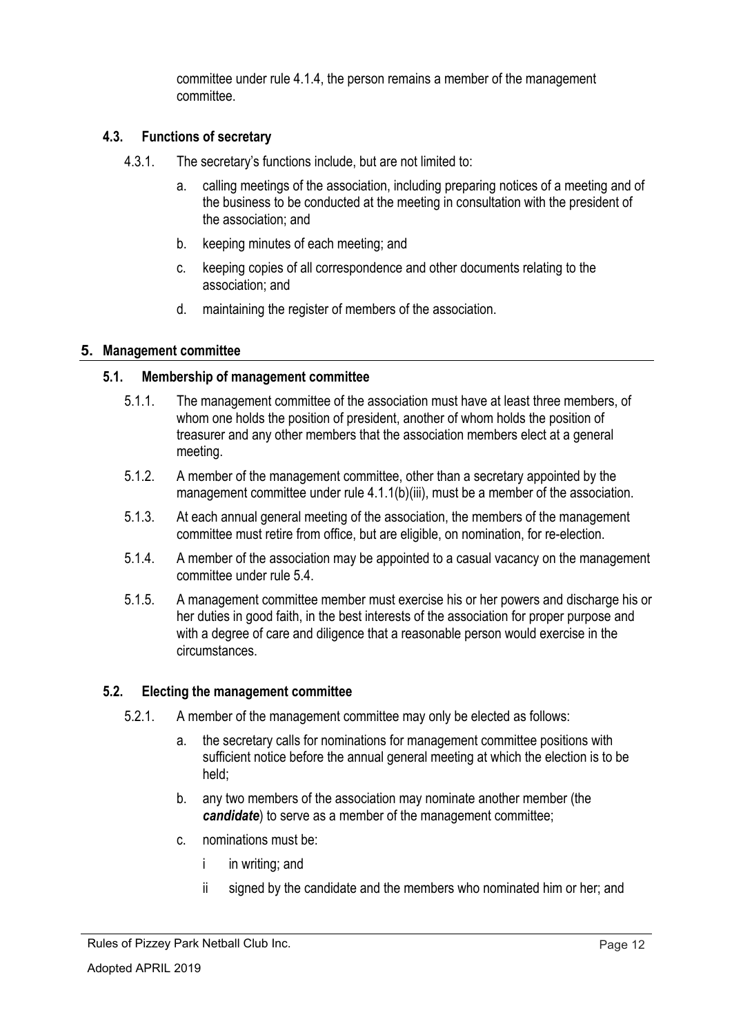committee under rule 4.1.4, the person remains a member of the management committee.

### 4.3. Functions of secretary

4.3.1. The secretary's functions include, but are not limited to:

a. calling meetings of the association, including preparing notices of a meeting and of the business to be conducted at the meeting in consultation with the president of the association; and

b. keeping minutes of each meeting; and

c. keeping copies of all correspondence and other documents relating to the association; and

d. maintaining the register of members of the association.

## 5. Management committee

### 5.1. Membership of management committee

5.1.1. The management committee of the association must have at least three members, of whom one holds the position of president, another of whom holds the position of treasurer and any other members that the association members elect at a general meeting.

5.1.2. A member of the management committee, other than a secretary appointed by the management committee under rule 4.1.1(b)(iii), must be a member of the association.

5.1.3. At each annual general meeting of the association, the members of the management committee must retire from office, but are eligible, on nomination, for re-election.

5.1.4. A member of the association may be appointed to a casual vacancy on the management committee under rule 5.4.

5.1.5. A management committee member must exercise his or her powers and discharge his or her duties in good faith, in the best interests of the association for proper purpose and with a degree of care and diligence that a reasonable person would exercise in the circumstances.

### 5.2. Electing the management committee

5.2.1. A member of the management committee may only be elected as follows:

a. the secretary calls for nominations for management committee positions with sufficient notice before the annual general meeting at which the election is to be held;

b. any two members of the association may nominate another member (the ***candidate***) to serve as a member of the management committee;

c. nominations must be:

i in writing; and

ii signed by the candidate and the members who nominated him or her; and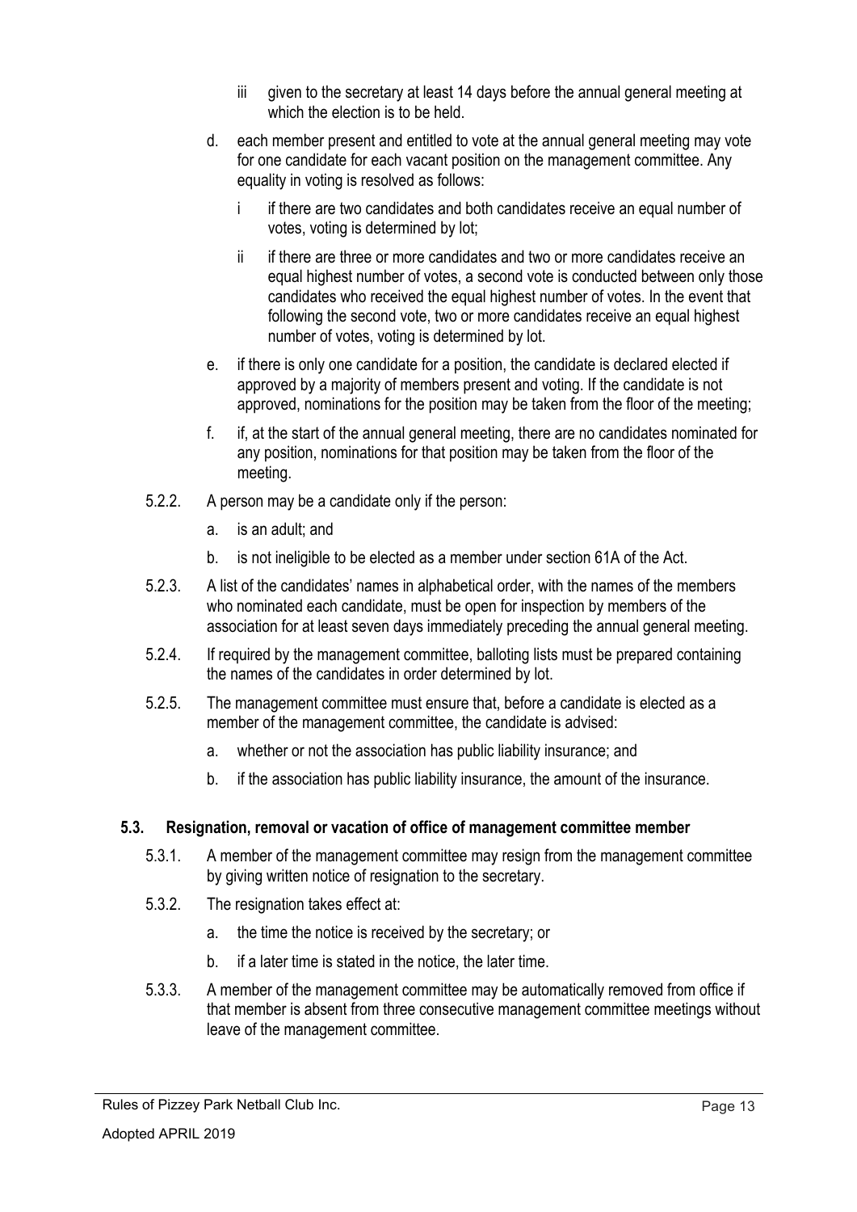iii given to the secretary at least 14 days before the annual general meeting at which the election is to be held.

d. each member present and entitled to vote at the annual general meeting may vote for one candidate for each vacant position on the management committee. Any equality in voting is resolved as follows:

   i if there are two candidates and both candidates receive an equal number of votes, voting is determined by lot;

   ii if there are three or more candidates and two or more candidates receive an equal highest number of votes, a second vote is conducted between only those candidates who received the equal highest number of votes. In the event that following the second vote, two or more candidates receive an equal highest number of votes, voting is determined by lot.

e. if there is only one candidate for a position, the candidate is declared elected if approved by a majority of members present and voting. If the candidate is not approved, nominations for the position may be taken from the floor of the meeting;

f. if, at the start of the annual general meeting, there are no candidates nominated for any position, nominations for that position may be taken from the floor of the meeting.

5.2.2. A person may be a candidate only if the person:

a. is an adult; and

b. is not ineligible to be elected as a member under section 61A of the Act.

5.2.3. A list of the candidates' names in alphabetical order, with the names of the members who nominated each candidate, must be open for inspection by members of the association for at least seven days immediately preceding the annual general meeting.

5.2.4. If required by the management committee, balloting lists must be prepared containing the names of the candidates in order determined by lot.

5.2.5. The management committee must ensure that, before a candidate is elected as a member of the management committee, the candidate is advised:

a. whether or not the association has public liability insurance; and

b. if the association has public liability insurance, the amount of the insurance.

### 5.3. Resignation, removal or vacation of office of management committee member

5.3.1. A member of the management committee may resign from the management committee by giving written notice of resignation to the secretary.

5.3.2. The resignation takes effect at:

a. the time the notice is received by the secretary; or

b. if a later time is stated in the notice, the later time.

5.3.3. A member of the management committee may be automatically removed from office if that member is absent from three consecutive management committee meetings without leave of the management committee.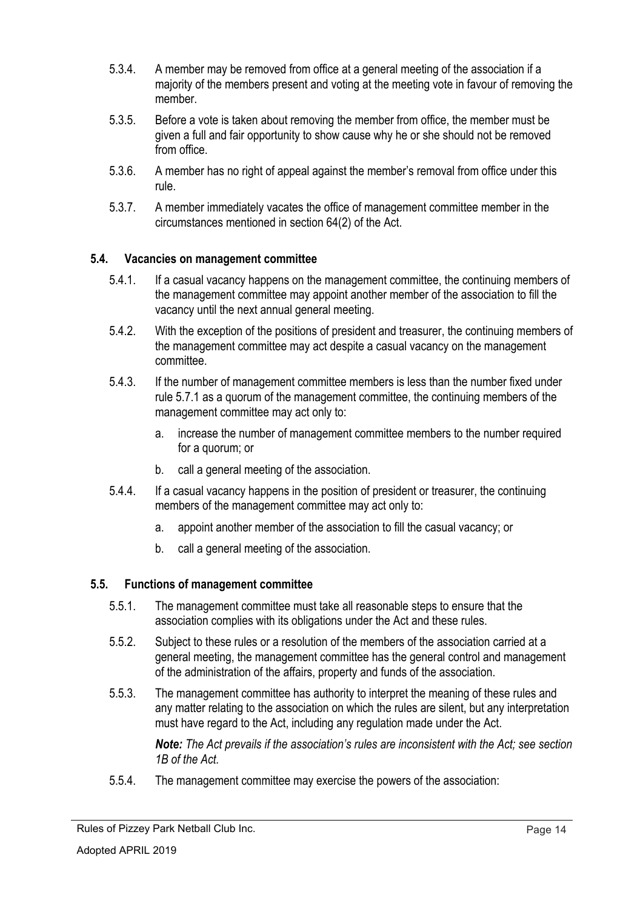5.3.4. A member may be removed from office at a general meeting of the association if a majority of the members present and voting at the meeting vote in favour of removing the member.

5.3.5. Before a vote is taken about removing the member from office, the member must be given a full and fair opportunity to show cause why he or she should not be removed from office.

5.3.6. A member has no right of appeal against the member's removal from office under this rule.

5.3.7. A member immediately vacates the office of management committee member in the circumstances mentioned in section 64(2) of the Act.

### 5.4. Vacancies on management committee

5.4.1. If a casual vacancy happens on the management committee, the continuing members of the management committee may appoint another member of the association to fill the vacancy until the next annual general meeting.

5.4.2. With the exception of the positions of president and treasurer, the continuing members of the management committee may act despite a casual vacancy on the management committee.

5.4.3. If the number of management committee members is less than the number fixed under rule 5.7.1 as a quorum of the management committee, the continuing members of the management committee may act only to:

a. increase the number of management committee members to the number required for a quorum; or

b. call a general meeting of the association.

5.4.4. If a casual vacancy happens in the position of president or treasurer, the continuing members of the management committee may act only to:

a. appoint another member of the association to fill the casual vacancy; or

b. call a general meeting of the association.

### 5.5. Functions of management committee

5.5.1. The management committee must take all reasonable steps to ensure that the association complies with its obligations under the Act and these rules.

5.5.2. Subject to these rules or a resolution of the members of the association carried at a general meeting, the management committee has the general control and management of the administration of the affairs, property and funds of the association.

5.5.3. The management committee has authority to interpret the meaning of these rules and any matter relating to the association on which the rules are silent, but any interpretation must have regard to the Act, including any regulation made under the Act.

***Note:*** *The Act prevails if the association's rules are inconsistent with the Act; see section 1B of the Act.*

5.5.4. The management committee may exercise the powers of the association: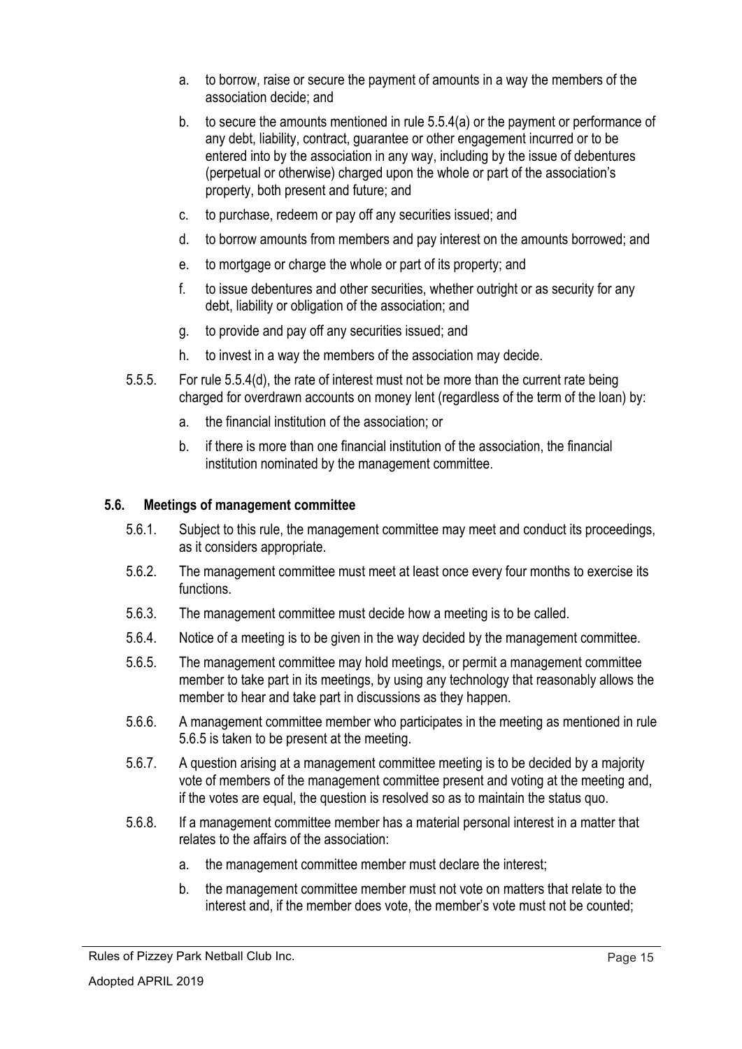a. to borrow, raise or secure the payment of amounts in a way the members of the association decide; and
b. to secure the amounts mentioned in rule 5.5.4(a) or the payment or performance of any debt, liability, contract, guarantee or other engagement incurred or to be entered into by the association in any way, including by the issue of debentures (perpetual or otherwise) charged upon the whole or part of the association's property, both present and future; and
c. to purchase, redeem or pay off any securities issued; and
d. to borrow amounts from members and pay interest on the amounts borrowed; and
e. to mortgage or charge the whole or part of its property; and
f. to issue debentures and other securities, whether outright or as security for any debt, liability or obligation of the association; and
g. to provide and pay off any securities issued; and
h. to invest in a way the members of the association may decide.

5.5.5. For rule 5.5.4(d), the rate of interest must not be more than the current rate being charged for overdrawn accounts on money lent (regardless of the term of the loan) by:

a. the financial institution of the association; or
b. if there is more than one financial institution of the association, the financial institution nominated by the management committee.

### 5.6. Meetings of management committee

5.6.1. Subject to this rule, the management committee may meet and conduct its proceedings, as it considers appropriate.

5.6.2. The management committee must meet at least once every four months to exercise its functions.

5.6.3. The management committee must decide how a meeting is to be called.

5.6.4. Notice of a meeting is to be given in the way decided by the management committee.

5.6.5. The management committee may hold meetings, or permit a management committee member to take part in its meetings, by using any technology that reasonably allows the member to hear and take part in discussions as they happen.

5.6.6. A management committee member who participates in the meeting as mentioned in rule 5.6.5 is taken to be present at the meeting.

5.6.7. A question arising at a management committee meeting is to be decided by a majority vote of members of the management committee present and voting at the meeting and, if the votes are equal, the question is resolved so as to maintain the status quo.

5.6.8. If a management committee member has a material personal interest in a matter that relates to the affairs of the association:

a. the management committee member must declare the interest;
b. the management committee member must not vote on matters that relate to the interest and, if the member does vote, the member's vote must not be counted;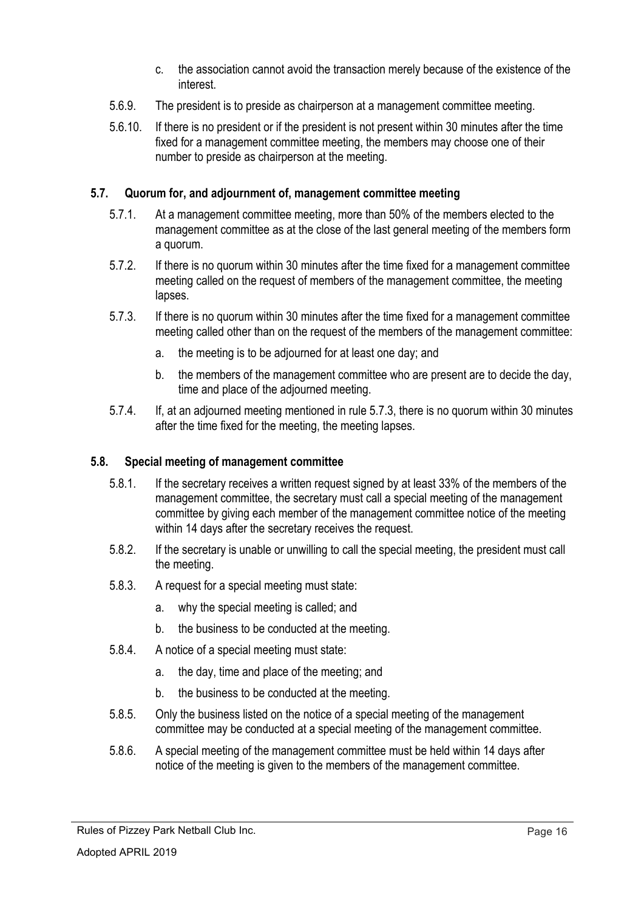c. the association cannot avoid the transaction merely because of the existence of the interest.

5.6.9. The president is to preside as chairperson at a management committee meeting.

5.6.10. If there is no president or if the president is not present within 30 minutes after the time fixed for a management committee meeting, the members may choose one of their number to preside as chairperson at the meeting.

### 5.7. Quorum for, and adjournment of, management committee meeting

5.7.1. At a management committee meeting, more than 50% of the members elected to the management committee as at the close of the last general meeting of the members form a quorum.

5.7.2. If there is no quorum within 30 minutes after the time fixed for a management committee meeting called on the request of members of the management committee, the meeting lapses.

5.7.3. If there is no quorum within 30 minutes after the time fixed for a management committee meeting called other than on the request of the members of the management committee:

a. the meeting is to be adjourned for at least one day; and

b. the members of the management committee who are present are to decide the day, time and place of the adjourned meeting.

5.7.4. If, at an adjourned meeting mentioned in rule 5.7.3, there is no quorum within 30 minutes after the time fixed for the meeting, the meeting lapses.

### 5.8. Special meeting of management committee

5.8.1. If the secretary receives a written request signed by at least 33% of the members of the management committee, the secretary must call a special meeting of the management committee by giving each member of the management committee notice of the meeting within 14 days after the secretary receives the request.

5.8.2. If the secretary is unable or unwilling to call the special meeting, the president must call the meeting.

5.8.3. A request for a special meeting must state:

a. why the special meeting is called; and

b. the business to be conducted at the meeting.

5.8.4. A notice of a special meeting must state:

a. the day, time and place of the meeting; and

b. the business to be conducted at the meeting.

5.8.5. Only the business listed on the notice of a special meeting of the management committee may be conducted at a special meeting of the management committee.

5.8.6. A special meeting of the management committee must be held within 14 days after notice of the meeting is given to the members of the management committee.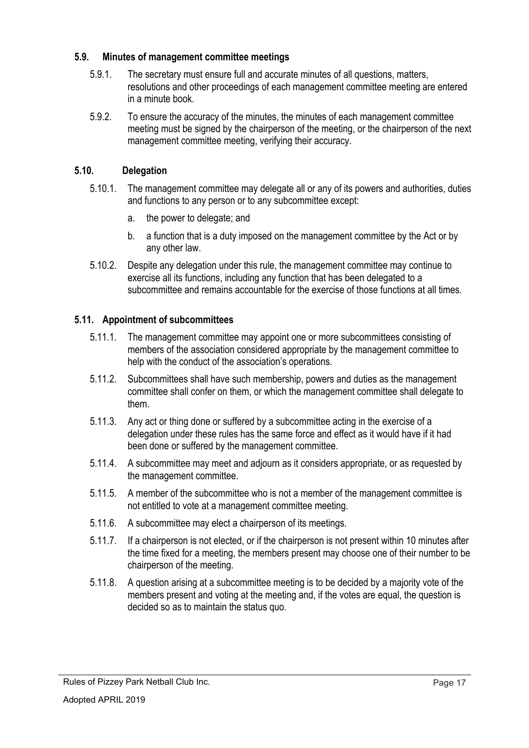### 5.9. Minutes of management committee meetings

5.9.1. The secretary must ensure full and accurate minutes of all questions, matters, resolutions and other proceedings of each management committee meeting are entered in a minute book.

5.9.2. To ensure the accuracy of the minutes, the minutes of each management committee meeting must be signed by the chairperson of the meeting, or the chairperson of the next management committee meeting, verifying their accuracy.

### 5.10. Delegation

5.10.1. The management committee may delegate all or any of its powers and authorities, duties and functions to any person or to any subcommittee except:

a. the power to delegate; and

b. a function that is a duty imposed on the management committee by the Act or by any other law.

5.10.2. Despite any delegation under this rule, the management committee may continue to exercise all its functions, including any function that has been delegated to a subcommittee and remains accountable for the exercise of those functions at all times.

### 5.11. Appointment of subcommittees

5.11.1. The management committee may appoint one or more subcommittees consisting of members of the association considered appropriate by the management committee to help with the conduct of the association's operations.

5.11.2. Subcommittees shall have such membership, powers and duties as the management committee shall confer on them, or which the management committee shall delegate to them.

5.11.3. Any act or thing done or suffered by a subcommittee acting in the exercise of a delegation under these rules has the same force and effect as it would have if it had been done or suffered by the management committee.

5.11.4. A subcommittee may meet and adjourn as it considers appropriate, or as requested by the management committee.

5.11.5. A member of the subcommittee who is not a member of the management committee is not entitled to vote at a management committee meeting.

5.11.6. A subcommittee may elect a chairperson of its meetings.

5.11.7. If a chairperson is not elected, or if the chairperson is not present within 10 minutes after the time fixed for a meeting, the members present may choose one of their number to be chairperson of the meeting.

5.11.8. A question arising at a subcommittee meeting is to be decided by a majority vote of the members present and voting at the meeting and, if the votes are equal, the question is decided so as to maintain the status quo.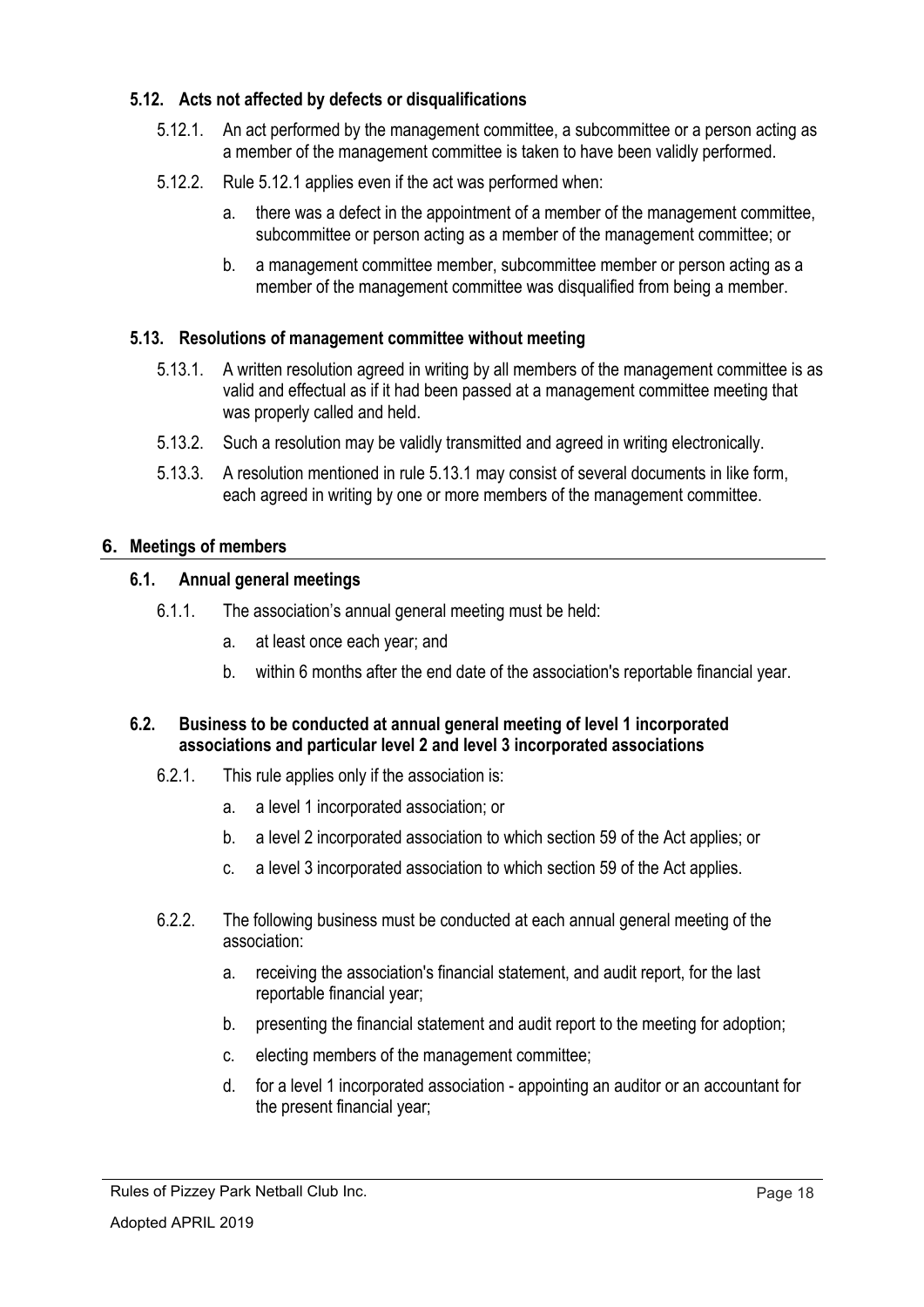### 5.12. Acts not affected by defects or disqualifications

5.12.1. An act performed by the management committee, a subcommittee or a person acting as a member of the management committee is taken to have been validly performed.

5.12.2. Rule 5.12.1 applies even if the act was performed when:

a. there was a defect in the appointment of a member of the management committee, subcommittee or person acting as a member of the management committee; or

b. a management committee member, subcommittee member or person acting as a member of the management committee was disqualified from being a member.

### 5.13. Resolutions of management committee without meeting

5.13.1. A written resolution agreed in writing by all members of the management committee is as valid and effectual as if it had been passed at a management committee meeting that was properly called and held.

5.13.2. Such a resolution may be validly transmitted and agreed in writing electronically.

5.13.3. A resolution mentioned in rule 5.13.1 may consist of several documents in like form, each agreed in writing by one or more members of the management committee.

## 6. Meetings of members

### 6.1. Annual general meetings

6.1.1. The association's annual general meeting must be held:

a. at least once each year; and

b. within 6 months after the end date of the association's reportable financial year.

### 6.2. Business to be conducted at annual general meeting of level 1 incorporated associations and particular level 2 and level 3 incorporated associations

6.2.1. This rule applies only if the association is:

a. a level 1 incorporated association; or

b. a level 2 incorporated association to which section 59 of the Act applies; or

c. a level 3 incorporated association to which section 59 of the Act applies.

6.2.2. The following business must be conducted at each annual general meeting of the association:

a. receiving the association's financial statement, and audit report, for the last reportable financial year;

b. presenting the financial statement and audit report to the meeting for adoption;

c. electing members of the management committee;

d. for a level 1 incorporated association - appointing an auditor or an accountant for the present financial year;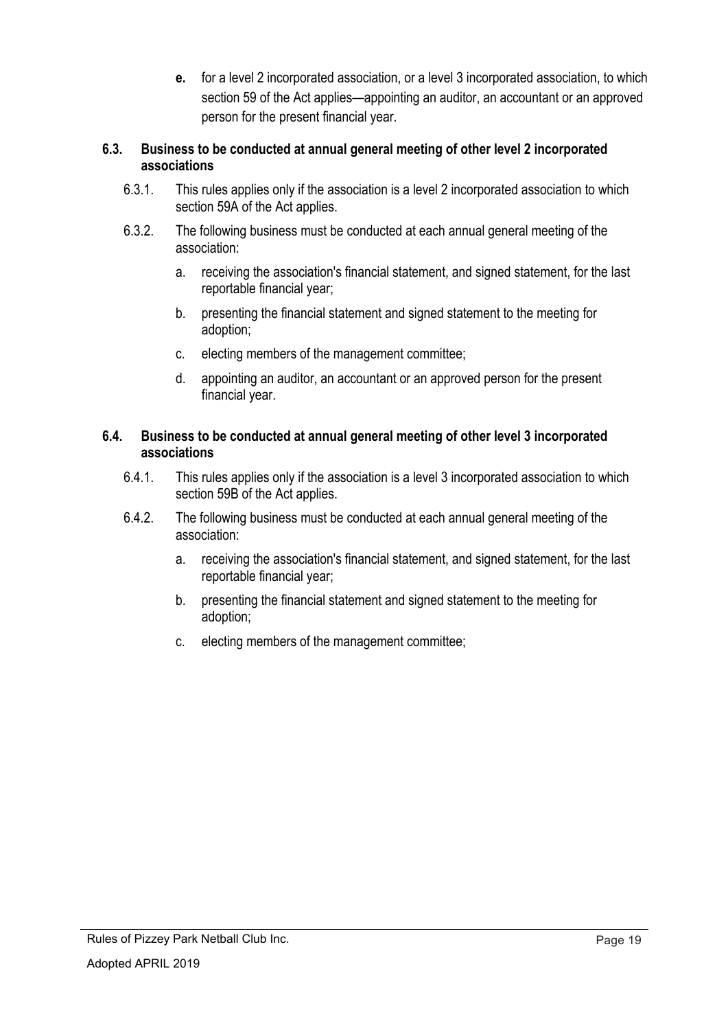**e.** for a level 2 incorporated association, or a level 3 incorporated association, to which section 59 of the Act applies—appointing an auditor, an accountant or an approved person for the present financial year.

### 6.3. Business to be conducted at annual general meeting of other level 2 incorporated associations

6.3.1. This rules applies only if the association is a level 2 incorporated association to which section 59A of the Act applies.

6.3.2. The following business must be conducted at each annual general meeting of the association:

a. receiving the association's financial statement, and signed statement, for the last reportable financial year;

b. presenting the financial statement and signed statement to the meeting for adoption;

c. electing members of the management committee;

d. appointing an auditor, an accountant or an approved person for the present financial year.

### 6.4. Business to be conducted at annual general meeting of other level 3 incorporated associations

6.4.1. This rules applies only if the association is a level 3 incorporated association to which section 59B of the Act applies.

6.4.2. The following business must be conducted at each annual general meeting of the association:

a. receiving the association's financial statement, and signed statement, for the last reportable financial year;

b. presenting the financial statement and signed statement to the meeting for adoption;

c. electing members of the management committee;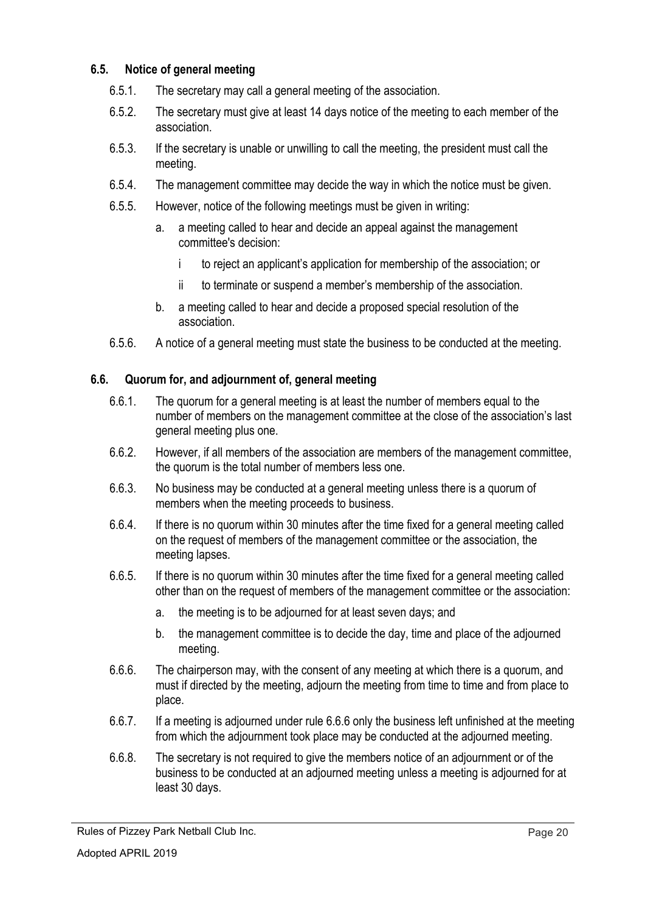### 6.5. Notice of general meeting

6.5.1. The secretary may call a general meeting of the association.

6.5.2. The secretary must give at least 14 days notice of the meeting to each member of the association.

6.5.3. If the secretary is unable or unwilling to call the meeting, the president must call the meeting.

6.5.4. The management committee may decide the way in which the notice must be given.

6.5.5. However, notice of the following meetings must be given in writing:

a. a meeting called to hear and decide an appeal against the management committee's decision:

i to reject an applicant's application for membership of the association; or

ii to terminate or suspend a member's membership of the association.

b. a meeting called to hear and decide a proposed special resolution of the association.

6.5.6. A notice of a general meeting must state the business to be conducted at the meeting.

### 6.6. Quorum for, and adjournment of, general meeting

6.6.1. The quorum for a general meeting is at least the number of members equal to the number of members on the management committee at the close of the association's last general meeting plus one.

6.6.2. However, if all members of the association are members of the management committee, the quorum is the total number of members less one.

6.6.3. No business may be conducted at a general meeting unless there is a quorum of members when the meeting proceeds to business.

6.6.4. If there is no quorum within 30 minutes after the time fixed for a general meeting called on the request of members of the management committee or the association, the meeting lapses.

6.6.5. If there is no quorum within 30 minutes after the time fixed for a general meeting called other than on the request of members of the management committee or the association:

a. the meeting is to be adjourned for at least seven days; and

b. the management committee is to decide the day, time and place of the adjourned meeting.

6.6.6. The chairperson may, with the consent of any meeting at which there is a quorum, and must if directed by the meeting, adjourn the meeting from time to time and from place to place.

6.6.7. If a meeting is adjourned under rule 6.6.6 only the business left unfinished at the meeting from which the adjournment took place may be conducted at the adjourned meeting.

6.6.8. The secretary is not required to give the members notice of an adjournment or of the business to be conducted at an adjourned meeting unless a meeting is adjourned for at least 30 days.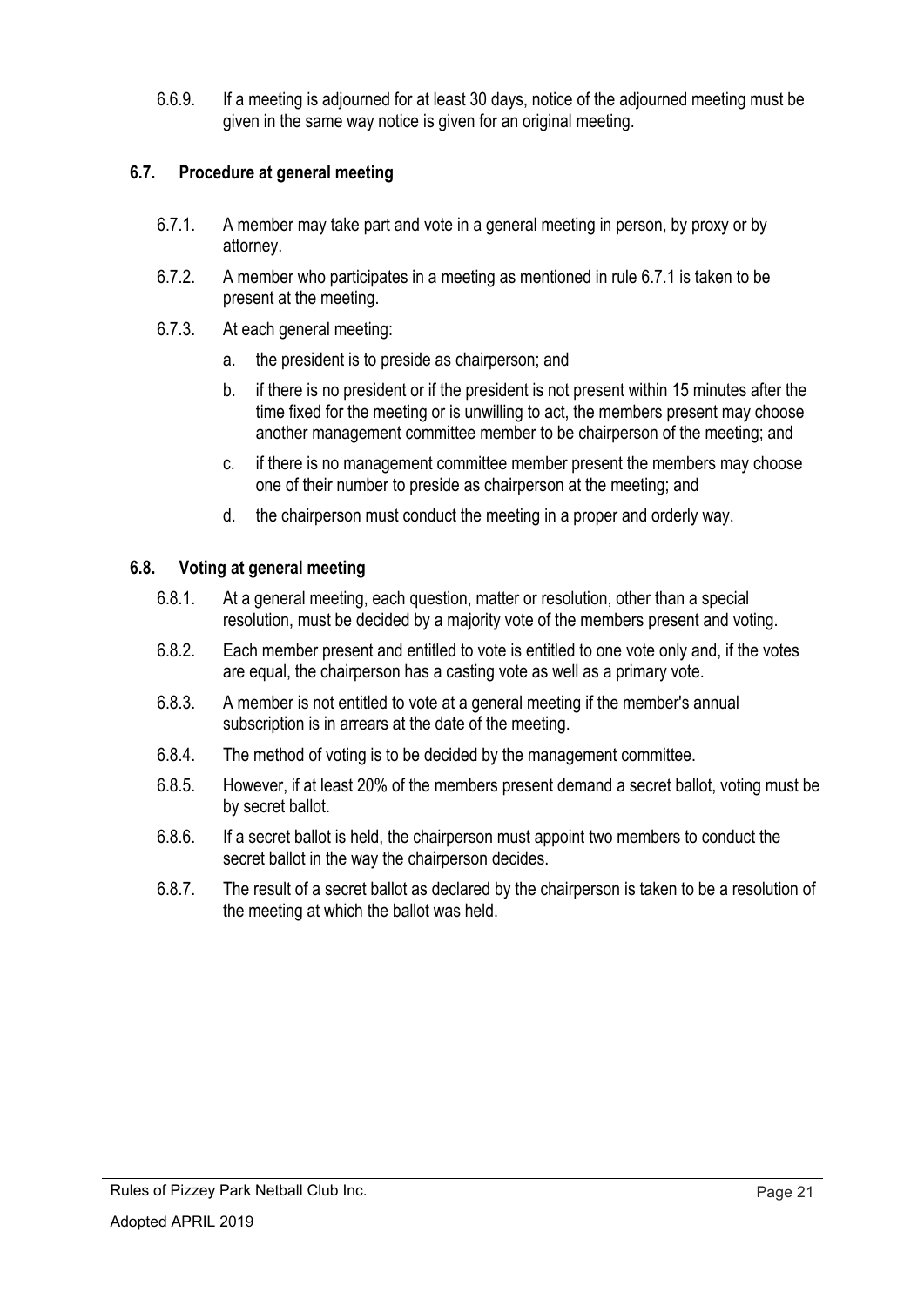6.6.9. If a meeting is adjourned for at least 30 days, notice of the adjourned meeting must be given in the same way notice is given for an original meeting.

### 6.7. Procedure at general meeting

6.7.1. A member may take part and vote in a general meeting in person, by proxy or by attorney.

6.7.2. A member who participates in a meeting as mentioned in rule 6.7.1 is taken to be present at the meeting.

6.7.3. At each general meeting:

a. the president is to preside as chairperson; and

b. if there is no president or if the president is not present within 15 minutes after the time fixed for the meeting or is unwilling to act, the members present may choose another management committee member to be chairperson of the meeting; and

c. if there is no management committee member present the members may choose one of their number to preside as chairperson at the meeting; and

d. the chairperson must conduct the meeting in a proper and orderly way.

### 6.8. Voting at general meeting

6.8.1. At a general meeting, each question, matter or resolution, other than a special resolution, must be decided by a majority vote of the members present and voting.

6.8.2. Each member present and entitled to vote is entitled to one vote only and, if the votes are equal, the chairperson has a casting vote as well as a primary vote.

6.8.3. A member is not entitled to vote at a general meeting if the member's annual subscription is in arrears at the date of the meeting.

6.8.4. The method of voting is to be decided by the management committee.

6.8.5. However, if at least 20% of the members present demand a secret ballot, voting must be by secret ballot.

6.8.6. If a secret ballot is held, the chairperson must appoint two members to conduct the secret ballot in the way the chairperson decides.

6.8.7. The result of a secret ballot as declared by the chairperson is taken to be a resolution of the meeting at which the ballot was held.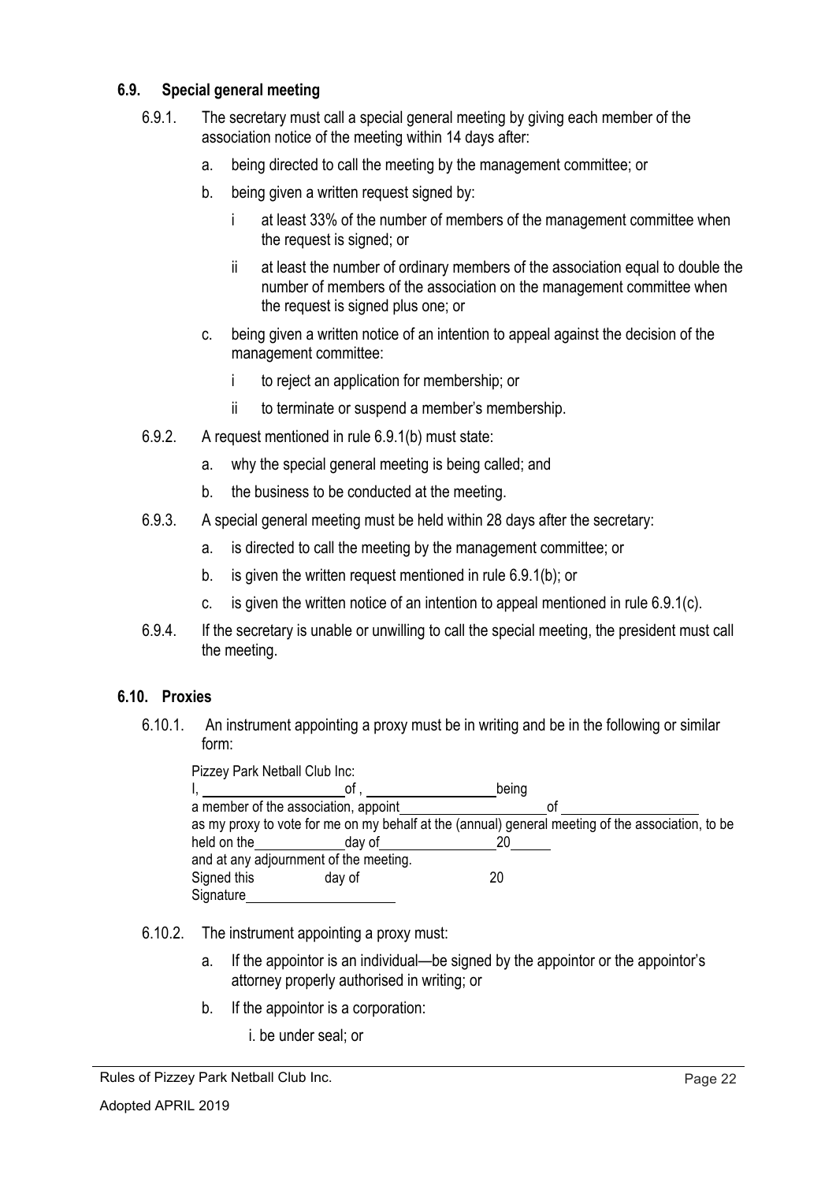### 6.9. Special general meeting

6.9.1. The secretary must call a special general meeting by giving each member of the association notice of the meeting within 14 days after:

a. being directed to call the meeting by the management committee; or

b. being given a written request signed by:

  i at least 33% of the number of members of the management committee when the request is signed; or

  ii at least the number of ordinary members of the association equal to double the number of members of the association on the management committee when the request is signed plus one; or

c. being given a written notice of an intention to appeal against the decision of the management committee:

  i to reject an application for membership; or

  ii to terminate or suspend a member's membership.

6.9.2. A request mentioned in rule 6.9.1(b) must state:

a. why the special general meeting is being called; and

b. the business to be conducted at the meeting.

6.9.3. A special general meeting must be held within 28 days after the secretary:

a. is directed to call the meeting by the management committee; or

b. is given the written request mentioned in rule 6.9.1(b); or

c. is given the written notice of an intention to appeal mentioned in rule 6.9.1(c).

6.9.4. If the secretary is unable or unwilling to call the special meeting, the president must call the meeting.

### 6.10. Proxies

6.10.1. An instrument appointing a proxy must be in writing and be in the following or similar form:

Pizzey Park Netball Club Inc:
I, ____________________ of , __________________ being
a member of the association, appoint ____________________ of ____________________
as my proxy to vote for me on my behalf at the (annual) general meeting of the association, to be held on the ____________ day of ________________ 20______
and at any adjournment of the meeting.
Signed this day of 20
Signature ____________________

6.10.2. The instrument appointing a proxy must:

a. If the appointor is an individual—be signed by the appointor or the appointor's attorney properly authorised in writing; or

b. If the appointor is a corporation:

  i. be under seal; or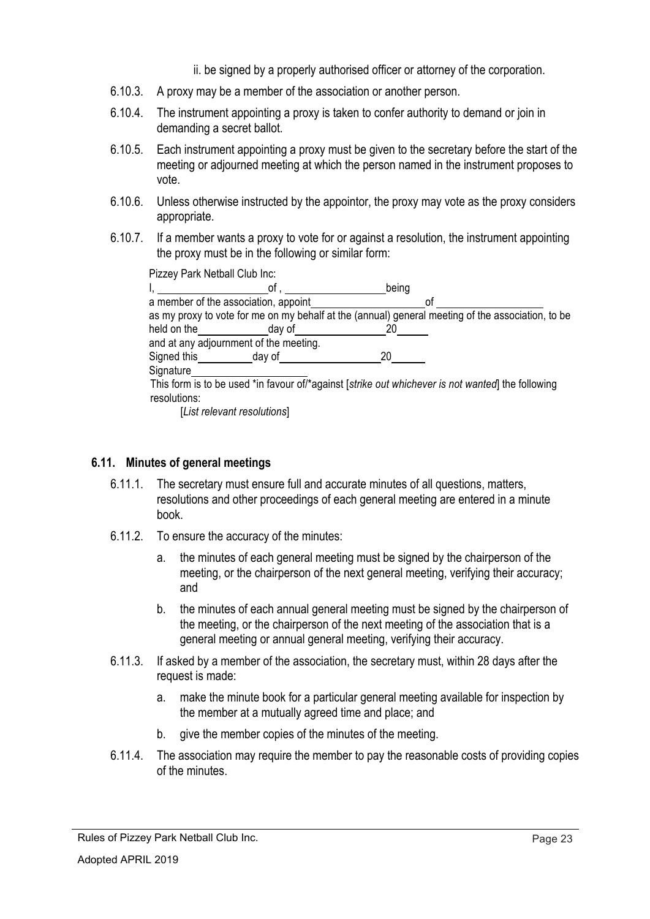ii. be signed by a properly authorised officer or attorney of the corporation.

6.10.3. A proxy may be a member of the association or another person.

6.10.4. The instrument appointing a proxy is taken to confer authority to demand or join in demanding a secret ballot.

6.10.5. Each instrument appointing a proxy must be given to the secretary before the start of the meeting or adjourned meeting at which the person named in the instrument proposes to vote.

6.10.6. Unless otherwise instructed by the appointor, the proxy may vote as the proxy considers appropriate.

6.10.7. If a member wants a proxy to vote for or against a resolution, the instrument appointing the proxy must be in the following or similar form:

> Pizzey Park Netball Club Inc:
>
> I, ____________________ of , __________________ being
>
> a member of the association, appoint ____________________ of __________________
>
> as my proxy to vote for me on my behalf at the (annual) general meeting of the association, to be held on the ____________ day of ________________ 20______
>
> and at any adjournment of the meeting.
>
> Signed this __________ day of __________________ 20______
>
> Signature ____________________
>
> This form is to be used *in favour of/*against [*strike out whichever is not wanted*] the following resolutions:
>
> [*List relevant resolutions*]

### 6.11. Minutes of general meetings

6.11.1. The secretary must ensure full and accurate minutes of all questions, matters, resolutions and other proceedings of each general meeting are entered in a minute book.

6.11.2. To ensure the accuracy of the minutes:

a. the minutes of each general meeting must be signed by the chairperson of the meeting, or the chairperson of the next general meeting, verifying their accuracy; and

b. the minutes of each annual general meeting must be signed by the chairperson of the meeting, or the chairperson of the next meeting of the association that is a general meeting or annual general meeting, verifying their accuracy.

6.11.3. If asked by a member of the association, the secretary must, within 28 days after the request is made:

a. make the minute book for a particular general meeting available for inspection by the member at a mutually agreed time and place; and

b. give the member copies of the minutes of the meeting.

6.11.4. The association may require the member to pay the reasonable costs of providing copies of the minutes.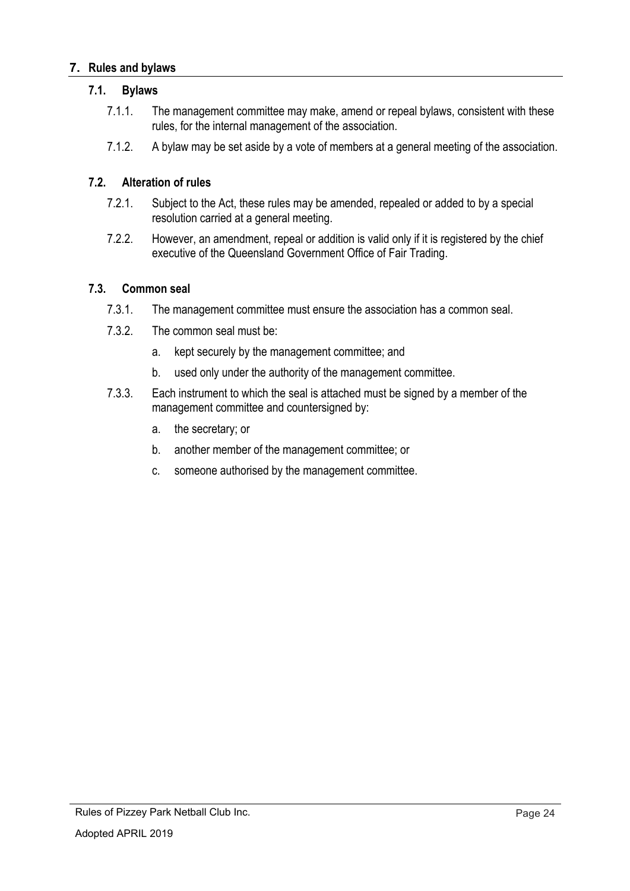## 7. Rules and bylaws

### 7.1. Bylaws

7.1.1. The management committee may make, amend or repeal bylaws, consistent with these rules, for the internal management of the association.

7.1.2. A bylaw may be set aside by a vote of members at a general meeting of the association.

### 7.2. Alteration of rules

7.2.1. Subject to the Act, these rules may be amended, repealed or added to by a special resolution carried at a general meeting.

7.2.2. However, an amendment, repeal or addition is valid only if it is registered by the chief executive of the Queensland Government Office of Fair Trading.

### 7.3. Common seal

7.3.1. The management committee must ensure the association has a common seal.

7.3.2. The common seal must be:

a. kept securely by the management committee; and

b. used only under the authority of the management committee.

7.3.3. Each instrument to which the seal is attached must be signed by a member of the management committee and countersigned by:

a. the secretary; or

b. another member of the management committee; or

c. someone authorised by the management committee.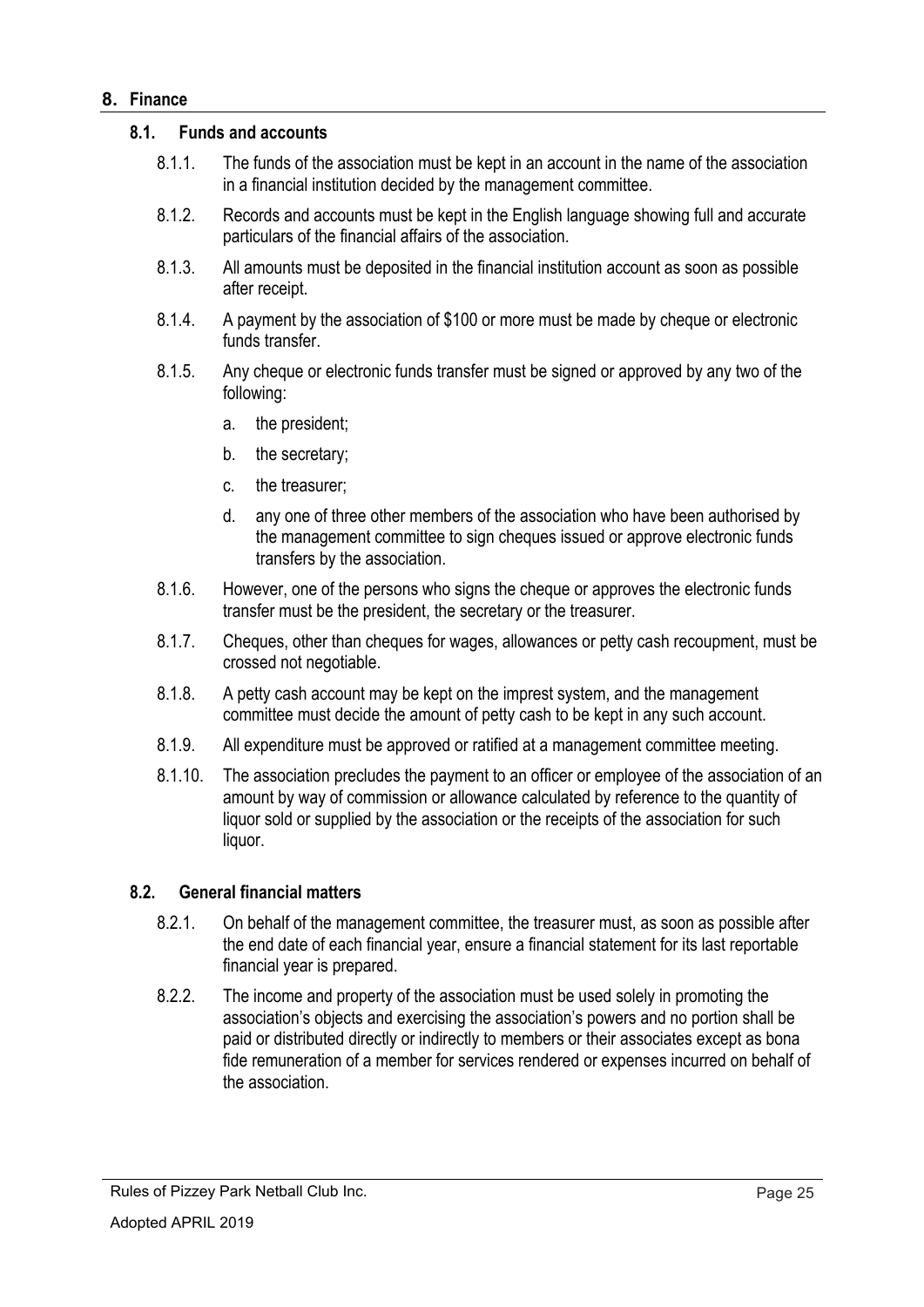## 8. Finance

### 8.1. Funds and accounts

8.1.1. The funds of the association must be kept in an account in the name of the association in a financial institution decided by the management committee.

8.1.2. Records and accounts must be kept in the English language showing full and accurate particulars of the financial affairs of the association.

8.1.3. All amounts must be deposited in the financial institution account as soon as possible after receipt.

8.1.4. A payment by the association of $100 or more must be made by cheque or electronic funds transfer.

8.1.5. Any cheque or electronic funds transfer must be signed or approved by any two of the following:

a. the president;

b. the secretary;

c. the treasurer;

d. any one of three other members of the association who have been authorised by the management committee to sign cheques issued or approve electronic funds transfers by the association.

8.1.6. However, one of the persons who signs the cheque or approves the electronic funds transfer must be the president, the secretary or the treasurer.

8.1.7. Cheques, other than cheques for wages, allowances or petty cash recoupment, must be crossed not negotiable.

8.1.8. A petty cash account may be kept on the imprest system, and the management committee must decide the amount of petty cash to be kept in any such account.

8.1.9. All expenditure must be approved or ratified at a management committee meeting.

8.1.10. The association precludes the payment to an officer or employee of the association of an amount by way of commission or allowance calculated by reference to the quantity of liquor sold or supplied by the association or the receipts of the association for such liquor.

### 8.2. General financial matters

8.2.1. On behalf of the management committee, the treasurer must, as soon as possible after the end date of each financial year, ensure a financial statement for its last reportable financial year is prepared.

8.2.2. The income and property of the association must be used solely in promoting the association's objects and exercising the association's powers and no portion shall be paid or distributed directly or indirectly to members or their associates except as bona fide remuneration of a member for services rendered or expenses incurred on behalf of the association.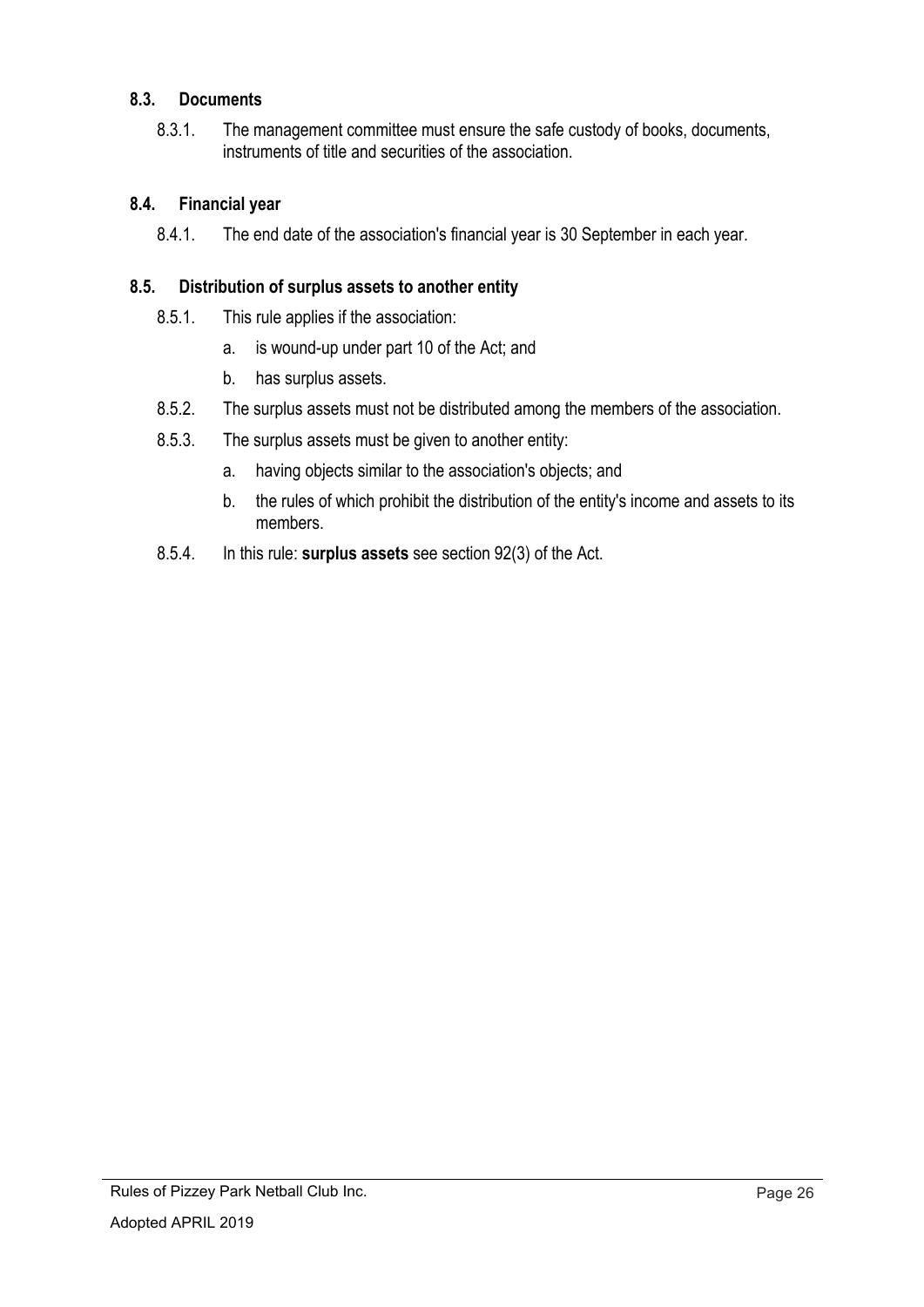### 8.3. Documents

8.3.1. The management committee must ensure the safe custody of books, documents, instruments of title and securities of the association.

### 8.4. Financial year

8.4.1. The end date of the association's financial year is 30 September in each year.

### 8.5. Distribution of surplus assets to another entity

8.5.1. This rule applies if the association:

a. is wound-up under part 10 of the Act; and

b. has surplus assets.

8.5.2. The surplus assets must not be distributed among the members of the association.

8.5.3. The surplus assets must be given to another entity:

a. having objects similar to the association's objects; and

b. the rules of which prohibit the distribution of the entity's income and assets to its members.

8.5.4. In this rule: **surplus assets** see section 92(3) of the Act.